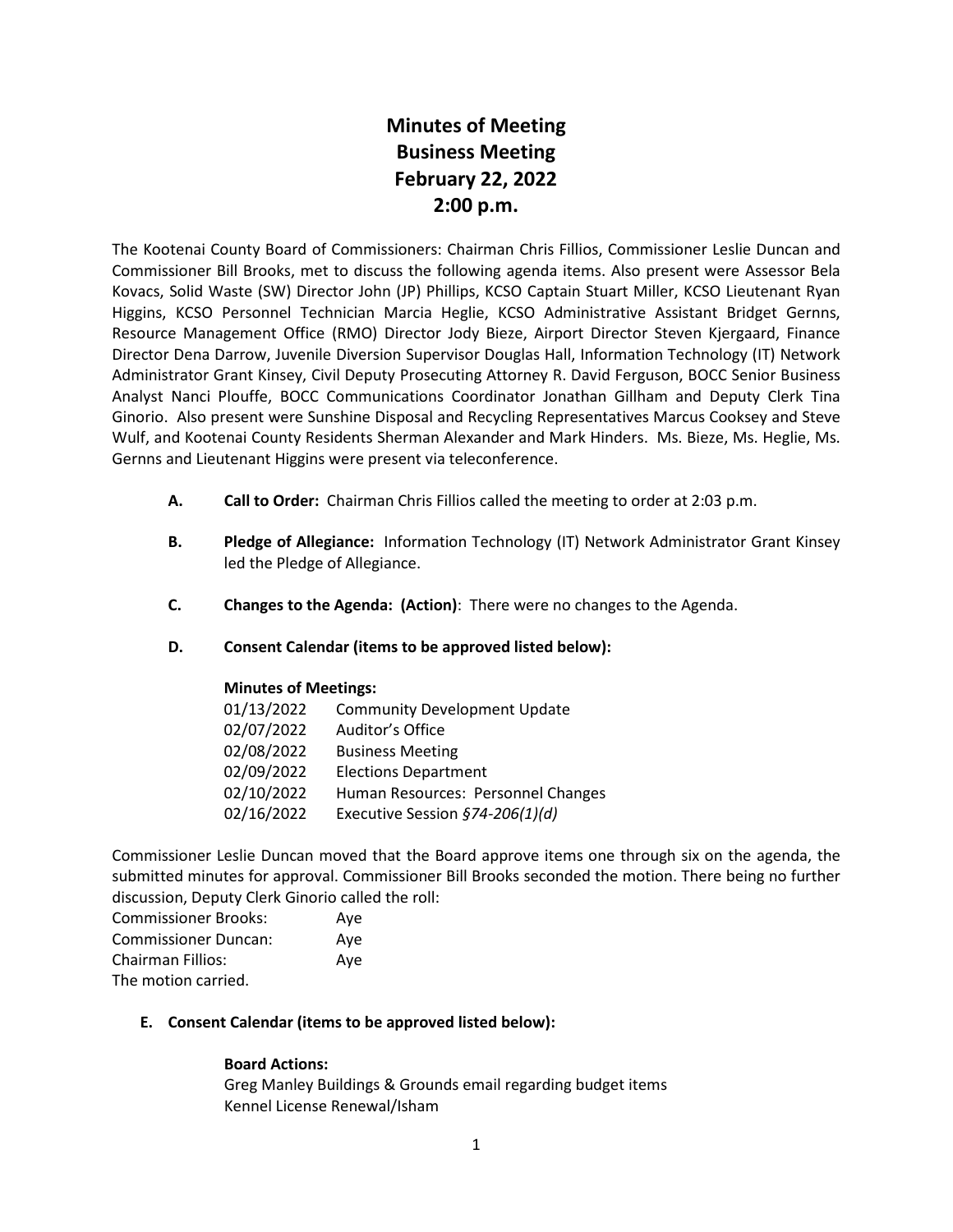# Minutes of Meeting
# Business Meeting
# February 22, 2022
# 2:00 p.m.

The Kootenai County Board of Commissioners: Chairman Chris Fillios, Commissioner Leslie Duncan and Commissioner Bill Brooks, met to discuss the following agenda items. Also present were Assessor Bela Kovacs, Solid Waste (SW) Director John (JP) Phillips, KCSO Captain Stuart Miller, KCSO Lieutenant Ryan Higgins, KCSO Personnel Technician Marcia Heglie, KCSO Administrative Assistant Bridget Gernns, Resource Management Office (RMO) Director Jody Bieze, Airport Director Steven Kjergaard, Finance Director Dena Darrow, Juvenile Diversion Supervisor Douglas Hall, Information Technology (IT) Network Administrator Grant Kinsey, Civil Deputy Prosecuting Attorney R. David Ferguson, BOCC Senior Business Analyst Nanci Plouffe, BOCC Communications Coordinator Jonathan Gillham and Deputy Clerk Tina Ginorio. Also present were Sunshine Disposal and Recycling Representatives Marcus Cooksey and Steve Wulf, and Kootenai County Residents Sherman Alexander and Mark Hinders. Ms. Bieze, Ms. Heglie, Ms. Gernns and Lieutenant Higgins were present via teleconference.

**A. Call to Order:** Chairman Chris Fillios called the meeting to order at 2:03 p.m.

**B. Pledge of Allegiance:** Information Technology (IT) Network Administrator Grant Kinsey led the Pledge of Allegiance.

**C. Changes to the Agenda: (Action)**: There were no changes to the Agenda.

**D. Consent Calendar (items to be approved listed below):**

**Minutes of Meetings:**

01/13/2022 Community Development Update
02/07/2022 Auditor's Office
02/08/2022 Business Meeting
02/09/2022 Elections Department
02/10/2022 Human Resources: Personnel Changes
02/16/2022 Executive Session *§74-206(1)(d)*

Commissioner Leslie Duncan moved that the Board approve items one through six on the agenda, the submitted minutes for approval. Commissioner Bill Brooks seconded the motion. There being no further discussion, Deputy Clerk Ginorio called the roll:

Commissioner Brooks: Aye
Commissioner Duncan: Aye
Chairman Fillios: Aye
The motion carried.

**E. Consent Calendar (items to be approved listed below):**

**Board Actions:**
Greg Manley Buildings & Grounds email regarding budget items
Kennel License Renewal/Isham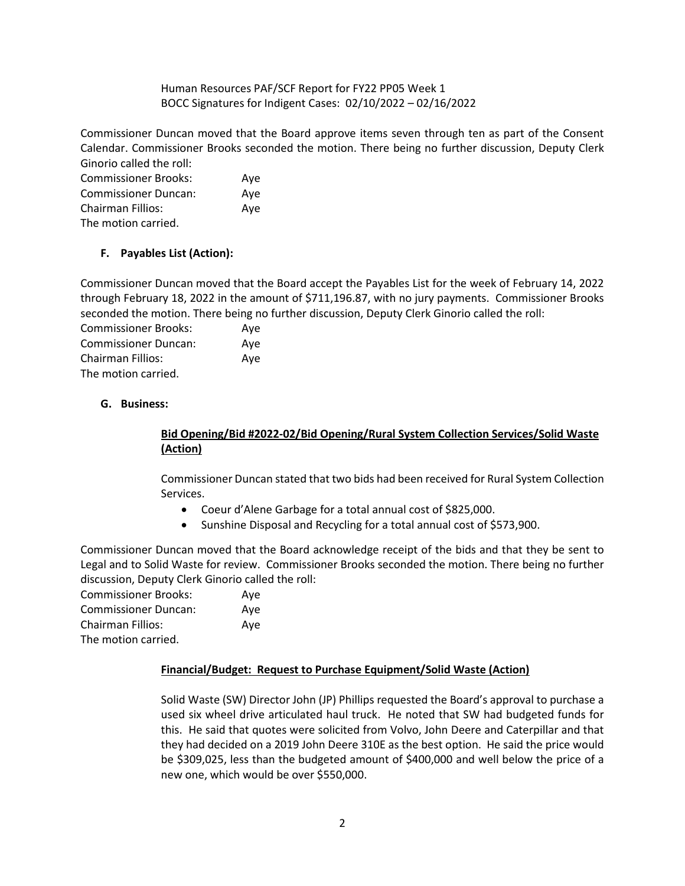Human Resources PAF/SCF Report for FY22 PP05 Week 1
BOCC Signatures for Indigent Cases: 02/10/2022 – 02/16/2022

Commissioner Duncan moved that the Board approve items seven through ten as part of the Consent Calendar. Commissioner Brooks seconded the motion. There being no further discussion, Deputy Clerk Ginorio called the roll:

| | |
|---|---|
| Commissioner Brooks: | Aye |
| Commissioner Duncan: | Aye |
| Chairman Fillios: | Aye |

The motion carried.

### F. Payables List (Action):

Commissioner Duncan moved that the Board accept the Payables List for the week of February 14, 2022 through February 18, 2022 in the amount of $711,196.87, with no jury payments. Commissioner Brooks seconded the motion. There being no further discussion, Deputy Clerk Ginorio called the roll:

| | |
|---|---|
| Commissioner Brooks: | Aye |
| Commissioner Duncan: | Aye |
| Chairman Fillios: | Aye |

The motion carried.

### G. Business:

**Bid Opening/Bid #2022-02/Bid Opening/Rural System Collection Services/Solid Waste (Action)**

Commissioner Duncan stated that two bids had been received for Rural System Collection Services.

- Coeur d'Alene Garbage for a total annual cost of $825,000.
- Sunshine Disposal and Recycling for a total annual cost of $573,900.

Commissioner Duncan moved that the Board acknowledge receipt of the bids and that they be sent to Legal and to Solid Waste for review. Commissioner Brooks seconded the motion. There being no further discussion, Deputy Clerk Ginorio called the roll:

| | |
|---|---|
| Commissioner Brooks: | Aye |
| Commissioner Duncan: | Aye |
| Chairman Fillios: | Aye |

The motion carried.

**Financial/Budget: Request to Purchase Equipment/Solid Waste (Action)**

Solid Waste (SW) Director John (JP) Phillips requested the Board's approval to purchase a used six wheel drive articulated haul truck. He noted that SW had budgeted funds for this. He said that quotes were solicited from Volvo, John Deere and Caterpillar and that they had decided on a 2019 John Deere 310E as the best option. He said the price would be $309,025, less than the budgeted amount of $400,000 and well below the price of a new one, which would be over $550,000.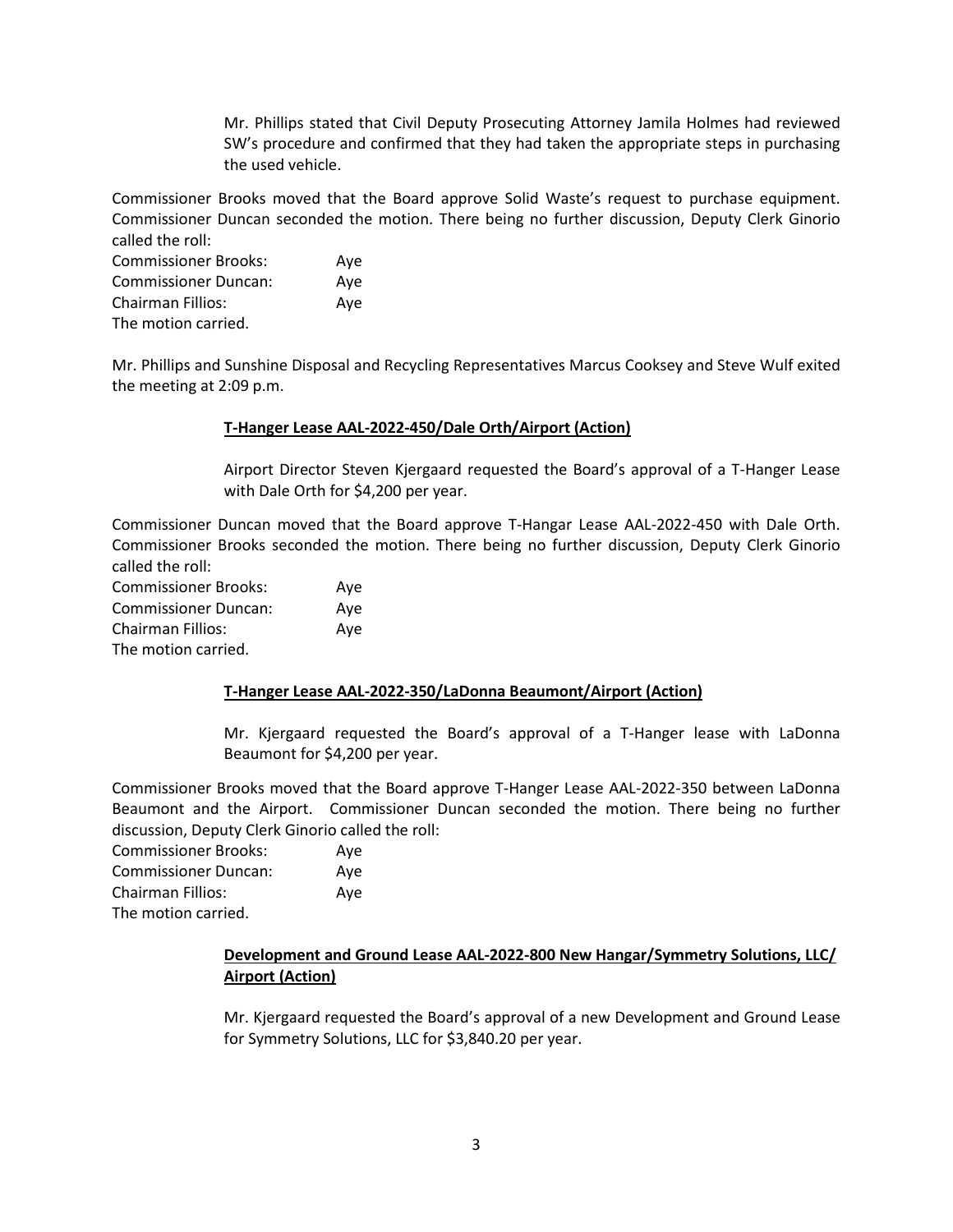Mr. Phillips stated that Civil Deputy Prosecuting Attorney Jamila Holmes had reviewed SW's procedure and confirmed that they had taken the appropriate steps in purchasing the used vehicle.

Commissioner Brooks moved that the Board approve Solid Waste's request to purchase equipment. Commissioner Duncan seconded the motion. There being no further discussion, Deputy Clerk Ginorio called the roll:

Commissioner Brooks: Aye
Commissioner Duncan: Aye
Chairman Fillios: Aye
The motion carried.

Mr. Phillips and Sunshine Disposal and Recycling Representatives Marcus Cooksey and Steve Wulf exited the meeting at 2:09 p.m.

**T-Hanger Lease AAL-2022-450/Dale Orth/Airport (Action)**

Airport Director Steven Kjergaard requested the Board's approval of a T-Hanger Lease with Dale Orth for $4,200 per year.

Commissioner Duncan moved that the Board approve T-Hangar Lease AAL-2022-450 with Dale Orth. Commissioner Brooks seconded the motion. There being no further discussion, Deputy Clerk Ginorio called the roll:

Commissioner Brooks: Aye
Commissioner Duncan: Aye
Chairman Fillios: Aye
The motion carried.

**T-Hanger Lease AAL-2022-350/LaDonna Beaumont/Airport (Action)**

Mr. Kjergaard requested the Board's approval of a T-Hanger lease with LaDonna Beaumont for $4,200 per year.

Commissioner Brooks moved that the Board approve T-Hanger Lease AAL-2022-350 between LaDonna Beaumont and the Airport. Commissioner Duncan seconded the motion. There being no further discussion, Deputy Clerk Ginorio called the roll:

Commissioner Brooks: Aye
Commissioner Duncan: Aye
Chairman Fillios: Aye
The motion carried.

**Development and Ground Lease AAL-2022-800 New Hangar/Symmetry Solutions, LLC/ Airport (Action)**

Mr. Kjergaard requested the Board's approval of a new Development and Ground Lease for Symmetry Solutions, LLC for $3,840.20 per year.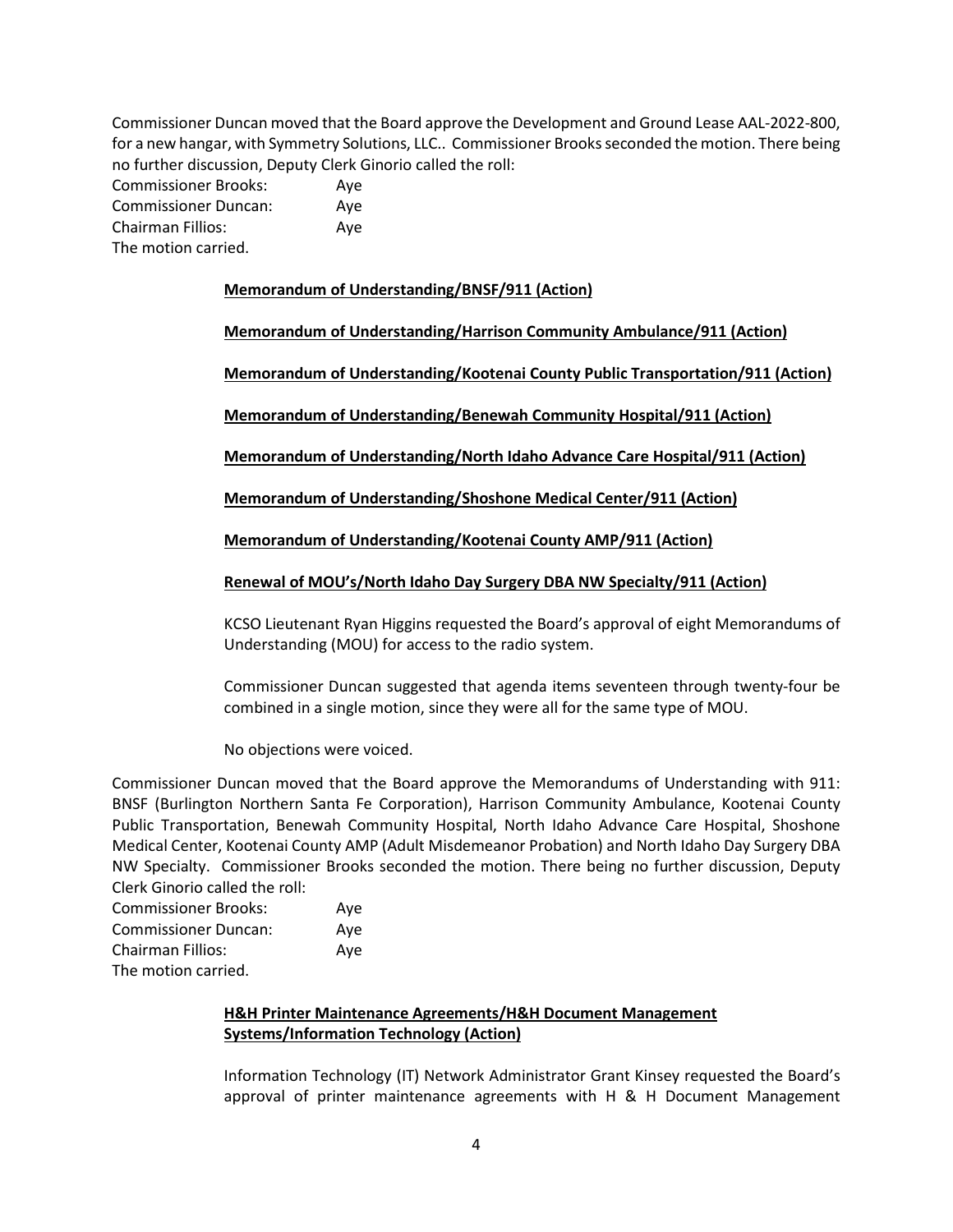Commissioner Duncan moved that the Board approve the Development and Ground Lease AAL-2022-800, for a new hangar, with Symmetry Solutions, LLC.. Commissioner Brooks seconded the motion. There being no further discussion, Deputy Clerk Ginorio called the roll:

| | |
|---|---|
| Commissioner Brooks: | Aye |
| Commissioner Duncan: | Aye |
| Chairman Fillios: | Aye |

The motion carried.

**<u>Memorandum of Understanding/BNSF/911 (Action)</u>**

**<u>Memorandum of Understanding/Harrison Community Ambulance/911 (Action)</u>**

**<u>Memorandum of Understanding/Kootenai County Public Transportation/911 (Action)</u>**

**<u>Memorandum of Understanding/Benewah Community Hospital/911 (Action)</u>**

**<u>Memorandum of Understanding/North Idaho Advance Care Hospital/911 (Action)</u>**

**<u>Memorandum of Understanding/Shoshone Medical Center/911 (Action)</u>**

**<u>Memorandum of Understanding/Kootenai County AMP/911 (Action)</u>**

**<u>Renewal of MOU's/North Idaho Day Surgery DBA NW Specialty/911 (Action)</u>**

KCSO Lieutenant Ryan Higgins requested the Board's approval of eight Memorandums of Understanding (MOU) for access to the radio system.

Commissioner Duncan suggested that agenda items seventeen through twenty-four be combined in a single motion, since they were all for the same type of MOU.

No objections were voiced.

Commissioner Duncan moved that the Board approve the Memorandums of Understanding with 911: BNSF (Burlington Northern Santa Fe Corporation), Harrison Community Ambulance, Kootenai County Public Transportation, Benewah Community Hospital, North Idaho Advance Care Hospital, Shoshone Medical Center, Kootenai County AMP (Adult Misdemeanor Probation) and North Idaho Day Surgery DBA NW Specialty. Commissioner Brooks seconded the motion. There being no further discussion, Deputy Clerk Ginorio called the roll:

| | |
|---|---|
| Commissioner Brooks: | Aye |
| Commissioner Duncan: | Aye |
| Chairman Fillios: | Aye |

The motion carried.

**<u>H&H Printer Maintenance Agreements/H&H Document Management Systems/Information Technology (Action)</u>**

Information Technology (IT) Network Administrator Grant Kinsey requested the Board's approval of printer maintenance agreements with H & H Document Management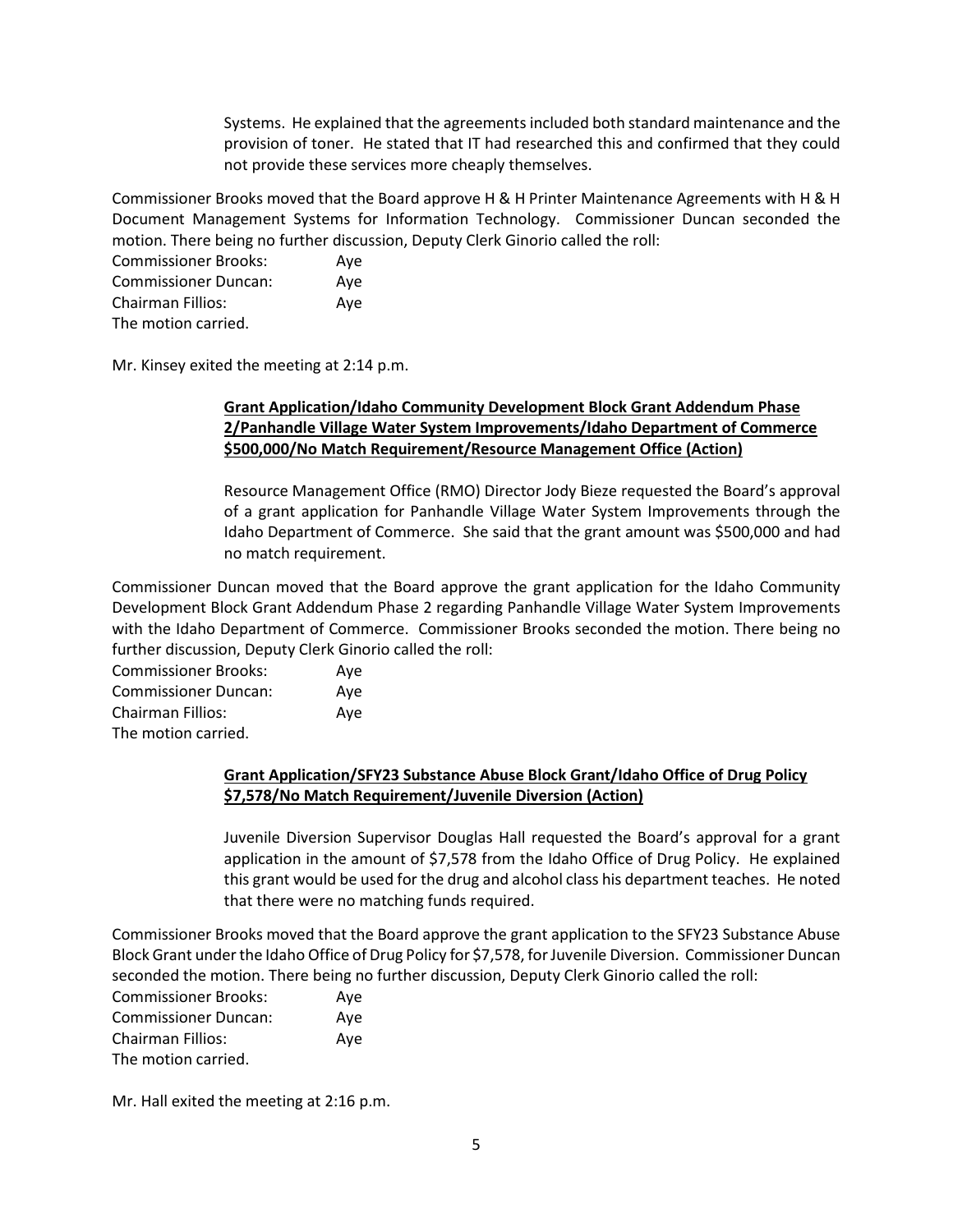Systems. He explained that the agreements included both standard maintenance and the provision of toner. He stated that IT had researched this and confirmed that they could not provide these services more cheaply themselves.

Commissioner Brooks moved that the Board approve H & H Printer Maintenance Agreements with H & H Document Management Systems for Information Technology. Commissioner Duncan seconded the motion. There being no further discussion, Deputy Clerk Ginorio called the roll:

Commissioner Brooks: Aye
Commissioner Duncan: Aye
Chairman Fillios: Aye
The motion carried.

Mr. Kinsey exited the meeting at 2:14 p.m.

**Grant Application/Idaho Community Development Block Grant Addendum Phase 2/Panhandle Village Water System Improvements/Idaho Department of Commerce $500,000/No Match Requirement/Resource Management Office (Action)**

Resource Management Office (RMO) Director Jody Bieze requested the Board's approval of a grant application for Panhandle Village Water System Improvements through the Idaho Department of Commerce. She said that the grant amount was $500,000 and had no match requirement.

Commissioner Duncan moved that the Board approve the grant application for the Idaho Community Development Block Grant Addendum Phase 2 regarding Panhandle Village Water System Improvements with the Idaho Department of Commerce. Commissioner Brooks seconded the motion. There being no further discussion, Deputy Clerk Ginorio called the roll:

Commissioner Brooks: Aye
Commissioner Duncan: Aye
Chairman Fillios: Aye
The motion carried.

**Grant Application/SFY23 Substance Abuse Block Grant/Idaho Office of Drug Policy $7,578/No Match Requirement/Juvenile Diversion (Action)**

Juvenile Diversion Supervisor Douglas Hall requested the Board's approval for a grant application in the amount of $7,578 from the Idaho Office of Drug Policy. He explained this grant would be used for the drug and alcohol class his department teaches. He noted that there were no matching funds required.

Commissioner Brooks moved that the Board approve the grant application to the SFY23 Substance Abuse Block Grant under the Idaho Office of Drug Policy for $7,578, for Juvenile Diversion. Commissioner Duncan seconded the motion. There being no further discussion, Deputy Clerk Ginorio called the roll:

Commissioner Brooks: Aye
Commissioner Duncan: Aye
Chairman Fillios: Aye
The motion carried.

Mr. Hall exited the meeting at 2:16 p.m.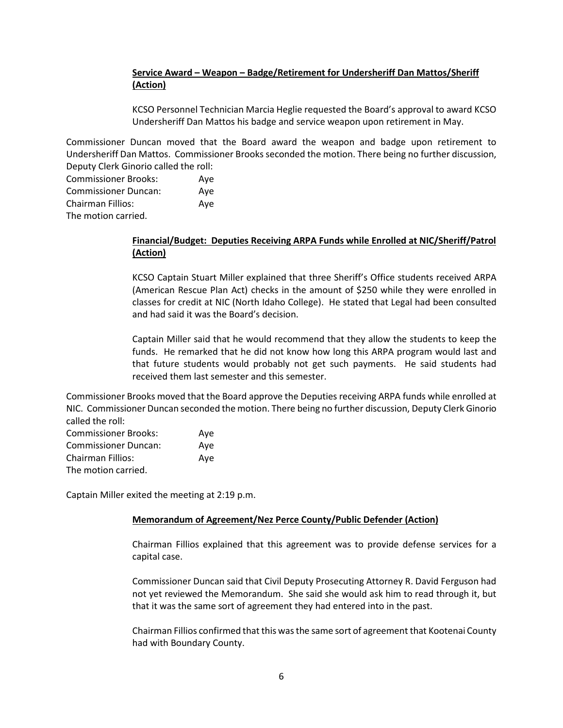**Service Award – Weapon – Badge/Retirement for Undersheriff Dan Mattos/Sheriff (Action)**

KCSO Personnel Technician Marcia Heglie requested the Board's approval to award KCSO Undersheriff Dan Mattos his badge and service weapon upon retirement in May.

Commissioner Duncan moved that the Board award the weapon and badge upon retirement to Undersheriff Dan Mattos. Commissioner Brooks seconded the motion. There being no further discussion, Deputy Clerk Ginorio called the roll:

| | |
|---|---|
| Commissioner Brooks: | Aye |
| Commissioner Duncan: | Aye |
| Chairman Fillios: | Aye |

The motion carried.

**Financial/Budget: Deputies Receiving ARPA Funds while Enrolled at NIC/Sheriff/Patrol (Action)**

KCSO Captain Stuart Miller explained that three Sheriff's Office students received ARPA (American Rescue Plan Act) checks in the amount of $250 while they were enrolled in classes for credit at NIC (North Idaho College). He stated that Legal had been consulted and had said it was the Board's decision.

Captain Miller said that he would recommend that they allow the students to keep the funds. He remarked that he did not know how long this ARPA program would last and that future students would probably not get such payments. He said students had received them last semester and this semester.

Commissioner Brooks moved that the Board approve the Deputies receiving ARPA funds while enrolled at NIC. Commissioner Duncan seconded the motion. There being no further discussion, Deputy Clerk Ginorio called the roll:

| | |
|---|---|
| Commissioner Brooks: | Aye |
| Commissioner Duncan: | Aye |
| Chairman Fillios: | Aye |

The motion carried.

Captain Miller exited the meeting at 2:19 p.m.

**Memorandum of Agreement/Nez Perce County/Public Defender (Action)**

Chairman Fillios explained that this agreement was to provide defense services for a capital case.

Commissioner Duncan said that Civil Deputy Prosecuting Attorney R. David Ferguson had not yet reviewed the Memorandum. She said she would ask him to read through it, but that it was the same sort of agreement they had entered into in the past.

Chairman Fillios confirmed that this was the same sort of agreement that Kootenai County had with Boundary County.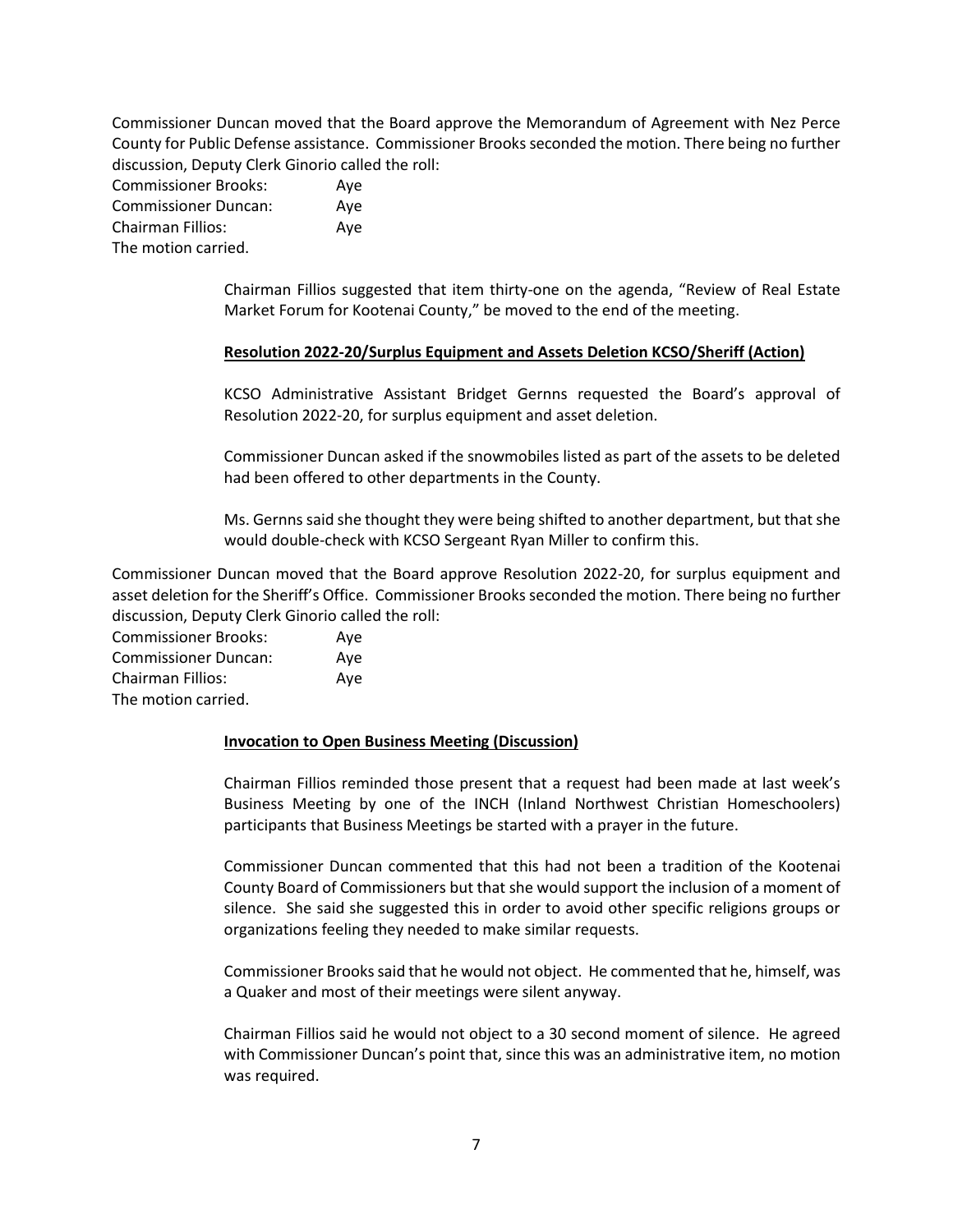Commissioner Duncan moved that the Board approve the Memorandum of Agreement with Nez Perce County for Public Defense assistance. Commissioner Brooks seconded the motion. There being no further discussion, Deputy Clerk Ginorio called the roll:

Commissioner Brooks: Aye
Commissioner Duncan: Aye
Chairman Fillios: Aye
The motion carried.

Chairman Fillios suggested that item thirty-one on the agenda, "Review of Real Estate Market Forum for Kootenai County," be moved to the end of the meeting.

**Resolution 2022-20/Surplus Equipment and Assets Deletion KCSO/Sheriff (Action)**

KCSO Administrative Assistant Bridget Gernns requested the Board's approval of Resolution 2022-20, for surplus equipment and asset deletion.

Commissioner Duncan asked if the snowmobiles listed as part of the assets to be deleted had been offered to other departments in the County.

Ms. Gernns said she thought they were being shifted to another department, but that she would double-check with KCSO Sergeant Ryan Miller to confirm this.

Commissioner Duncan moved that the Board approve Resolution 2022-20, for surplus equipment and asset deletion for the Sheriff's Office. Commissioner Brooks seconded the motion. There being no further discussion, Deputy Clerk Ginorio called the roll:

Commissioner Brooks: Aye
Commissioner Duncan: Aye
Chairman Fillios: Aye
The motion carried.

**Invocation to Open Business Meeting (Discussion)**

Chairman Fillios reminded those present that a request had been made at last week's Business Meeting by one of the INCH (Inland Northwest Christian Homeschoolers) participants that Business Meetings be started with a prayer in the future.

Commissioner Duncan commented that this had not been a tradition of the Kootenai County Board of Commissioners but that she would support the inclusion of a moment of silence. She said she suggested this in order to avoid other specific religions groups or organizations feeling they needed to make similar requests.

Commissioner Brooks said that he would not object. He commented that he, himself, was a Quaker and most of their meetings were silent anyway.

Chairman Fillios said he would not object to a 30 second moment of silence. He agreed with Commissioner Duncan's point that, since this was an administrative item, no motion was required.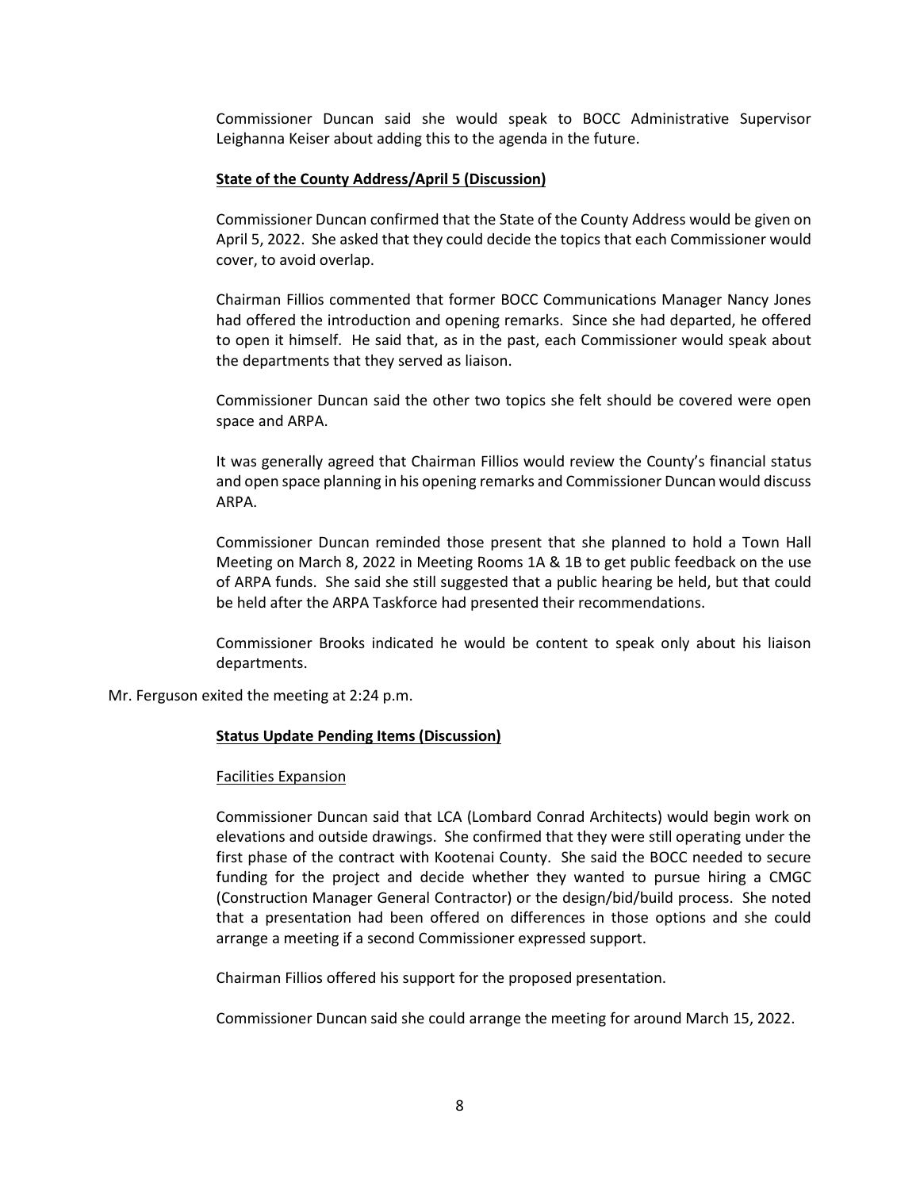Commissioner Duncan said she would speak to BOCC Administrative Supervisor Leighanna Keiser about adding this to the agenda in the future.

**State of the County Address/April 5 (Discussion)**

Commissioner Duncan confirmed that the State of the County Address would be given on April 5, 2022. She asked that they could decide the topics that each Commissioner would cover, to avoid overlap.

Chairman Fillios commented that former BOCC Communications Manager Nancy Jones had offered the introduction and opening remarks. Since she had departed, he offered to open it himself. He said that, as in the past, each Commissioner would speak about the departments that they served as liaison.

Commissioner Duncan said the other two topics she felt should be covered were open space and ARPA.

It was generally agreed that Chairman Fillios would review the County's financial status and open space planning in his opening remarks and Commissioner Duncan would discuss ARPA.

Commissioner Duncan reminded those present that she planned to hold a Town Hall Meeting on March 8, 2022 in Meeting Rooms 1A & 1B to get public feedback on the use of ARPA funds. She said she still suggested that a public hearing be held, but that could be held after the ARPA Taskforce had presented their recommendations.

Commissioner Brooks indicated he would be content to speak only about his liaison departments.

Mr. Ferguson exited the meeting at 2:24 p.m.

**Status Update Pending Items (Discussion)**

Facilities Expansion

Commissioner Duncan said that LCA (Lombard Conrad Architects) would begin work on elevations and outside drawings. She confirmed that they were still operating under the first phase of the contract with Kootenai County. She said the BOCC needed to secure funding for the project and decide whether they wanted to pursue hiring a CMGC (Construction Manager General Contractor) or the design/bid/build process. She noted that a presentation had been offered on differences in those options and she could arrange a meeting if a second Commissioner expressed support.

Chairman Fillios offered his support for the proposed presentation.

Commissioner Duncan said she could arrange the meeting for around March 15, 2022.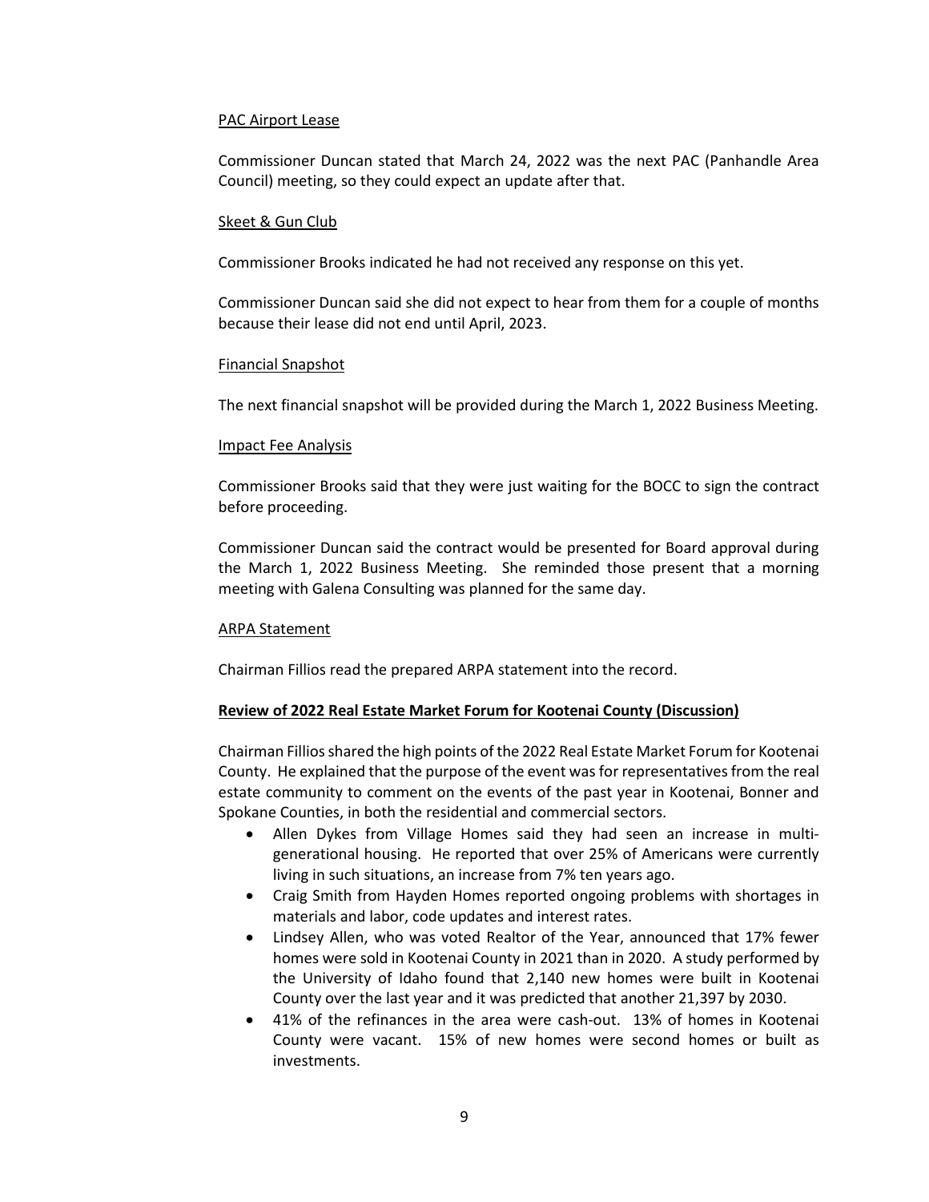PAC Airport Lease

Commissioner Duncan stated that March 24, 2022 was the next PAC (Panhandle Area Council) meeting, so they could expect an update after that.

Skeet & Gun Club

Commissioner Brooks indicated he had not received any response on this yet.

Commissioner Duncan said she did not expect to hear from them for a couple of months because their lease did not end until April, 2023.

Financial Snapshot

The next financial snapshot will be provided during the March 1, 2022 Business Meeting.

Impact Fee Analysis

Commissioner Brooks said that they were just waiting for the BOCC to sign the contract before proceeding.

Commissioner Duncan said the contract would be presented for Board approval during the March 1, 2022 Business Meeting. She reminded those present that a morning meeting with Galena Consulting was planned for the same day.

ARPA Statement

Chairman Fillios read the prepared ARPA statement into the record.

**Review of 2022 Real Estate Market Forum for Kootenai County (Discussion)**

Chairman Fillios shared the high points of the 2022 Real Estate Market Forum for Kootenai County. He explained that the purpose of the event was for representatives from the real estate community to comment on the events of the past year in Kootenai, Bonner and Spokane Counties, in both the residential and commercial sectors.

- Allen Dykes from Village Homes said they had seen an increase in multi-generational housing. He reported that over 25% of Americans were currently living in such situations, an increase from 7% ten years ago.
- Craig Smith from Hayden Homes reported ongoing problems with shortages in materials and labor, code updates and interest rates.
- Lindsey Allen, who was voted Realtor of the Year, announced that 17% fewer homes were sold in Kootenai County in 2021 than in 2020. A study performed by the University of Idaho found that 2,140 new homes were built in Kootenai County over the last year and it was predicted that another 21,397 by 2030.
- 41% of the refinances in the area were cash-out. 13% of homes in Kootenai County were vacant. 15% of new homes were second homes or built as investments.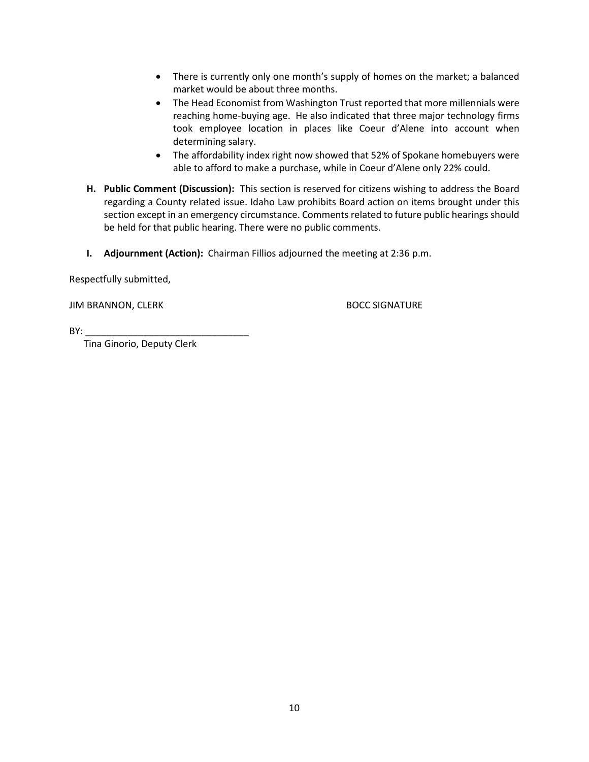- There is currently only one month's supply of homes on the market; a balanced market would be about three months.
- The Head Economist from Washington Trust reported that more millennials were reaching home-buying age. He also indicated that three major technology firms took employee location in places like Coeur d'Alene into account when determining salary.
- The affordability index right now showed that 52% of Spokane homebuyers were able to afford to make a purchase, while in Coeur d'Alene only 22% could.

**H. Public Comment (Discussion):** This section is reserved for citizens wishing to address the Board regarding a County related issue. Idaho Law prohibits Board action on items brought under this section except in an emergency circumstance. Comments related to future public hearings should be held for that public hearing. There were no public comments.

**I. Adjournment (Action):** Chairman Fillios adjourned the meeting at 2:36 p.m.

Respectfully submitted,

JIM BRANNON, CLERK BOCC SIGNATURE

BY: _______________________________

Tina Ginorio, Deputy Clerk